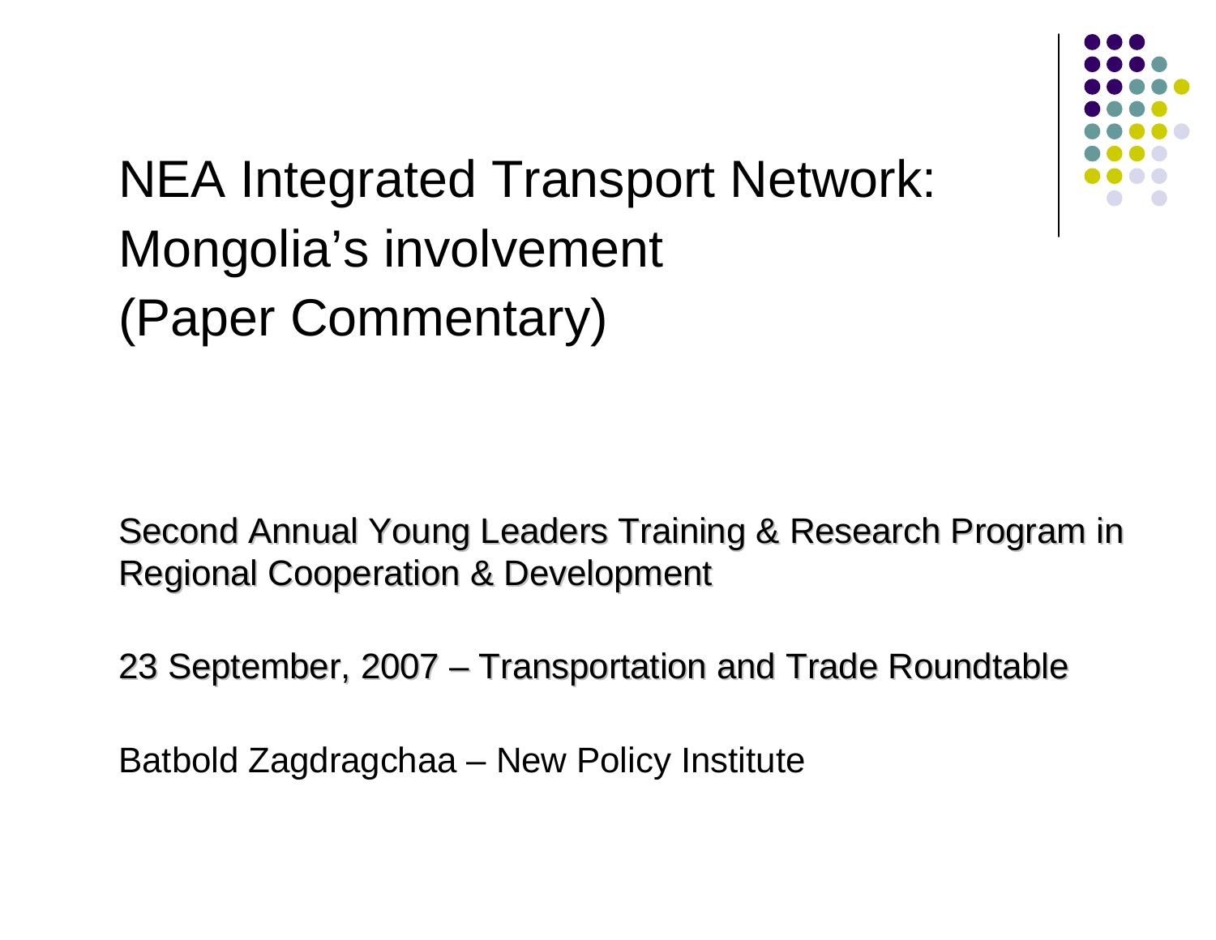# NEA Integrated Transport Network: Mongolia's involvement (Paper Commentary)

Second Annual Young Leaders Training & Research Program in Regional Cooperation & Development

23 September, 2007 – Transportation and Trade Roundtable

Batbold Zagdragchaa – New Policy Institute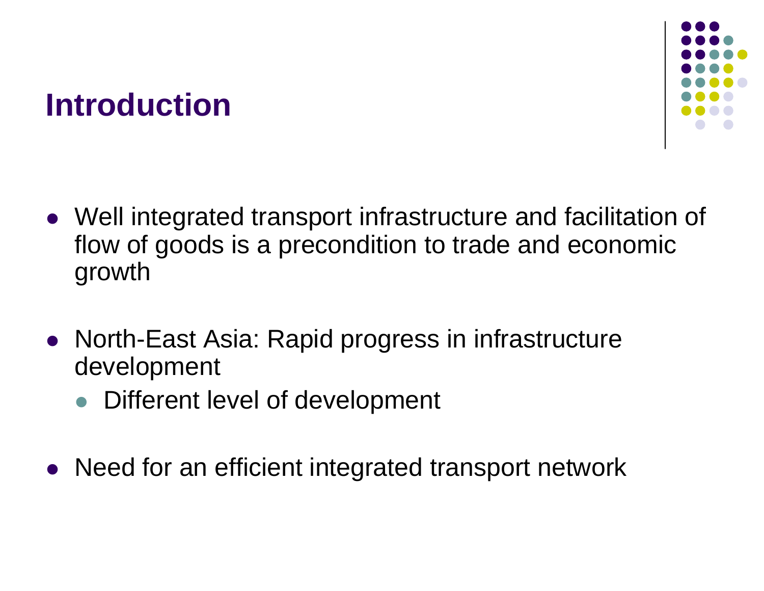# Introduction

- Well integrated transport infrastructure and facilitation of flow of goods is a precondition to trade and economic growth

- North-East Asia: Rapid progress in infrastructure development
  - Different level of development

- Need for an efficient integrated transport network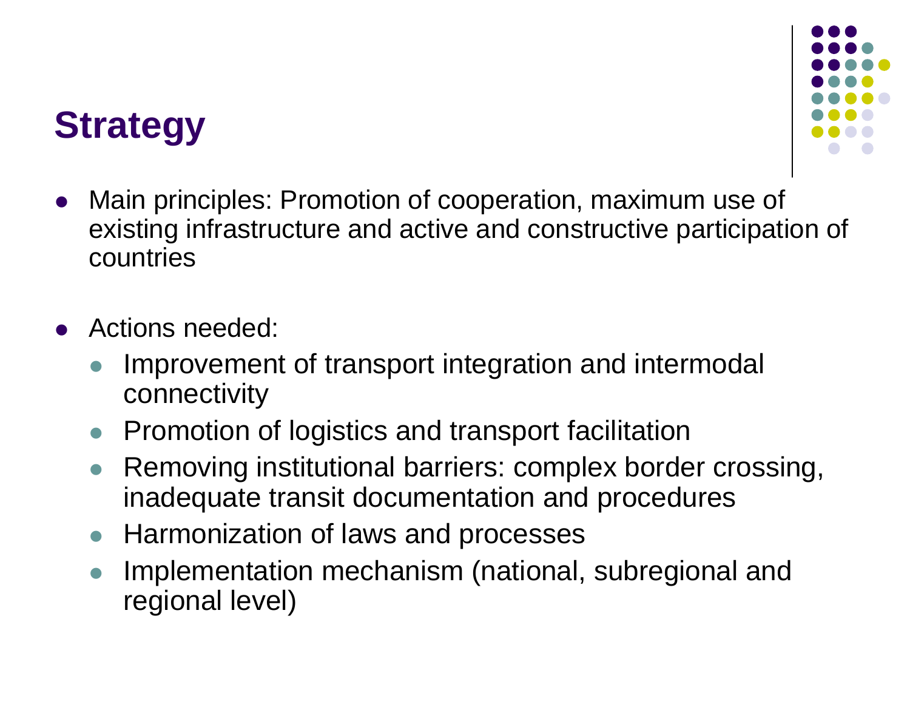# Strategy

- Main principles: Promotion of cooperation, maximum use of existing infrastructure and active and constructive participation of countries

- Actions needed:
  - Improvement of transport integration and intermodal connectivity
  - Promotion of logistics and transport facilitation
  - Removing institutional barriers: complex border crossing, inadequate transit documentation and procedures
  - Harmonization of laws and processes
  - Implementation mechanism (national, subregional and regional level)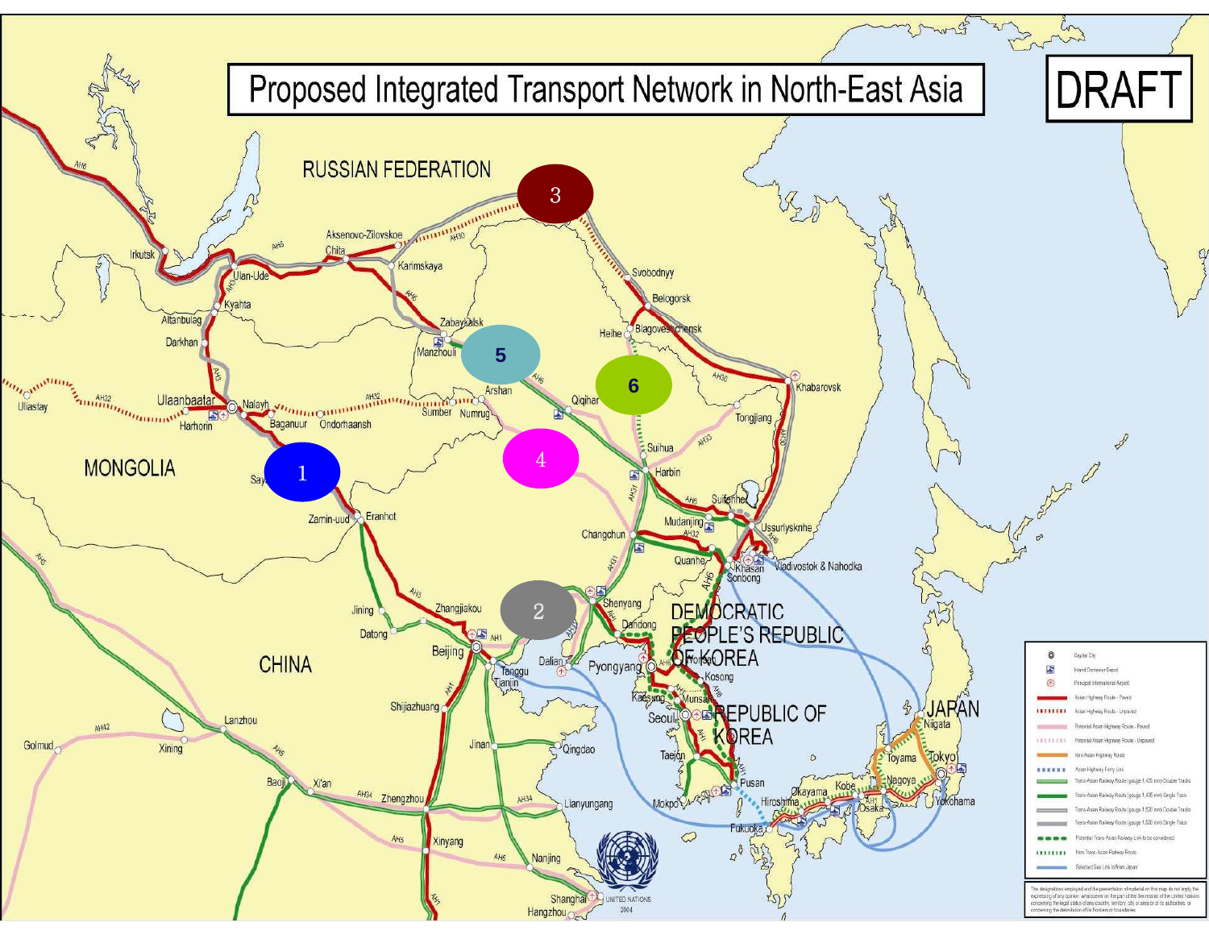# Proposed Integrated Transport Network in North-East Asia

DRAFT

RUSSIAN FEDERATION

MONGOLIA

CHINA

DEMOCRATIC PEOPLE'S REPUBLIC OF KOREA

REPUBLIC OF KOREA

JAPAN

1

2

3

4

5

6

Irkutsk
Ulan-Ude
Kyahta
Altanbulag
Darkhan
Chita
Aksenovo-Zilovskoe
Karimskaya
Zabaykalsk
Manzhouli
Svobodnyy
Belogorsk
Heihe
Blagoveshchensk
Khabarovsk
Uliastay
Ulaanbaatar
Nalayh
Harhorin
Baganuur
Ondorhaansh
Sumber
Numrug
Arshan
Qiqihar
Tongjiang
Suihua
Harbin
Sayn
Zamin-uud
Eranhot
Suifenhe
Mudanjiang
Ussuriysknhe
Changchun
Quanhe
Khasan
Sonbong
Vladivostok & Nahodka
Jining
Datong
Zhangjiakou
Shenyang
Dandong
Beijing
Tanggu
Tianjin
Dalian
Pyongyang
Wonsan
Kosong
Kaesong
Munsan
Seoul
Taejon
Pusan
Mokpo
Shijiazhuang
Jinan
Qingdao
Lanzhou
Golmud
Xining
Baoji
Xi'an
Zhengzhou
Lianyungang
Xinyang
Nanjing
Shanghai
Hangzhou
Niigata
Toyama
Tokyo
Nagoya
Yokohama
Okayama
Kobe
Osaka
Hiroshima
Fukuoka

AH1
AH3
AH5
AH6
AH30
AH31
AH32
AH33
AH34
AH42

UNITED NATIONS
2004

Capital City
Inland Container Depot
Principal International Airport
Asian Highway Route - Paved
Asian Highway Route - Unpaved
Potential Asian Highway Route - Paved
Potential Asian Highway Route - Unpaved
Non-Asian Highway Route
Asian Highway Ferry Link
Trans-Asian Railway Route (gauge 1,435 mm) Double Track
Trans-Asian Railway Route (gauge 1,435 mm) Single Track
Trans-Asian Railway Route (gauge 1,520 mm) Double Track
Trans-Asian Railway Route (gauge 1,520 mm) Single Track
Potential Trans-Asian Railway Link to be considered
Non Trans-Asian Railway Route
Selected Sea Link to/from Japan

The designations employed and the presentation of material on this map do not imply the expression of any opinion whatsoever on the part of the Secretariat of the United Nations concerning the legal status of any country, territory, city or area or of its authorities, or concerning the delimitation of its frontiers or boundaries.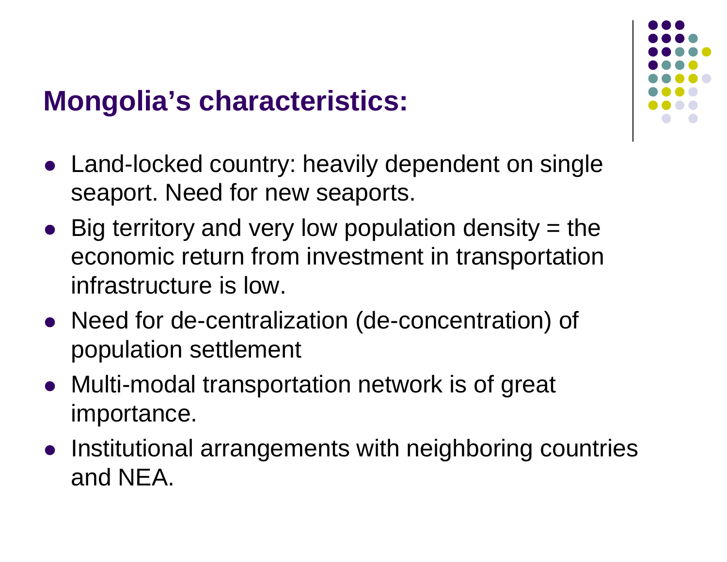## Mongolia's characteristics:

- Land-locked country: heavily dependent on single seaport. Need for new seaports.
- Big territory and very low population density = the economic return from investment in transportation infrastructure is low.
- Need for de-centralization (de-concentration) of population settlement
- Multi-modal transportation network is of great importance.
- Institutional arrangements with neighboring countries and NEA.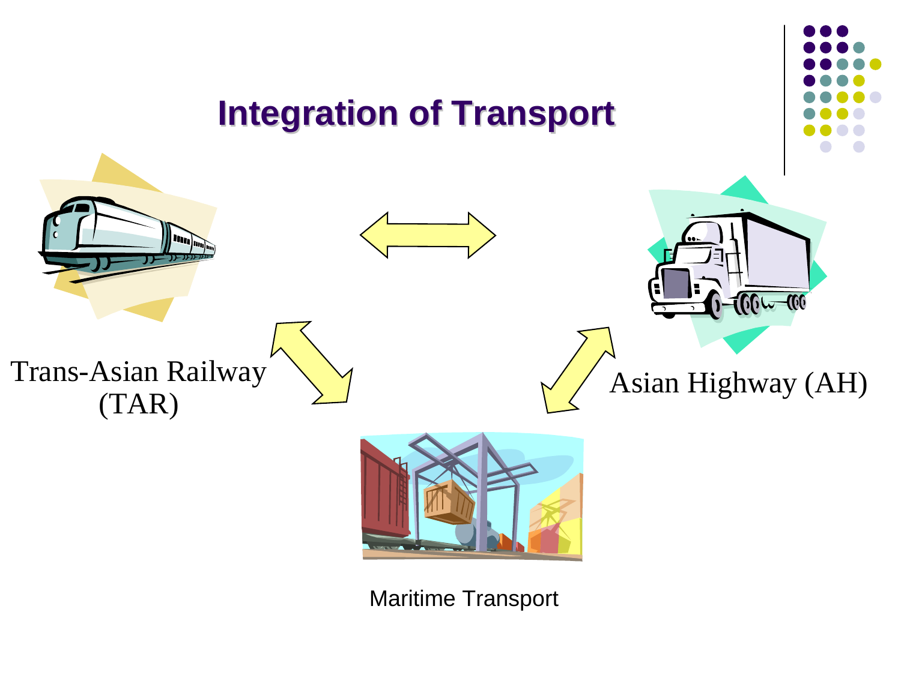# Integration of Transport

Trans-Asian Railway (TAR)

Asian Highway (AH)

Maritime Transport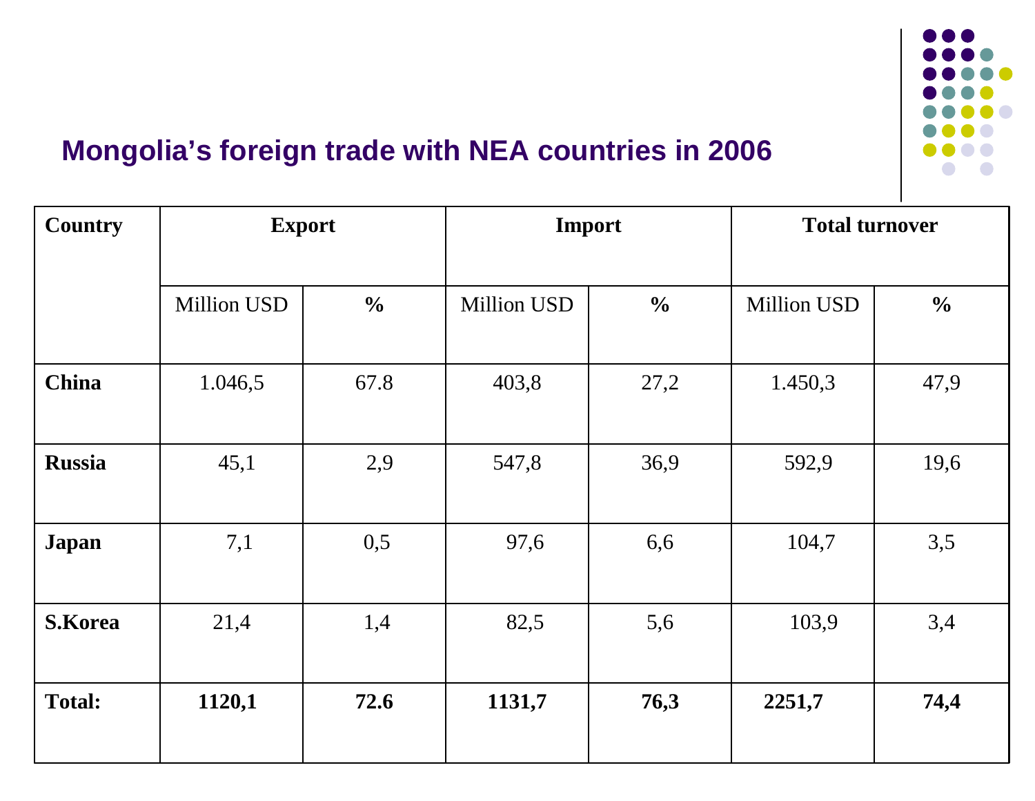# Mongolia's foreign trade with NEA countries in 2006

| Country | Export | | Import | | Total turnover | |
|---|---|---|---|---|---|---|
| | Million USD | % | Million USD | % | Million USD | % |
| **China** | 1.046,5 | 67.8 | 403,8 | 27,2 | 1.450,3 | 47,9 |
| **Russia** | 45,1 | 2,9 | 547,8 | 36,9 | 592,9 | 19,6 |
| **Japan** | 7,1 | 0,5 | 97,6 | 6,6 | 104,7 | 3,5 |
| **S.Korea** | 21,4 | 1,4 | 82,5 | 5,6 | 103,9 | 3,4 |
| **Total:** | **1120,1** | **72.6** | **1131,7** | **76,3** | **2251,7** | **74,4** |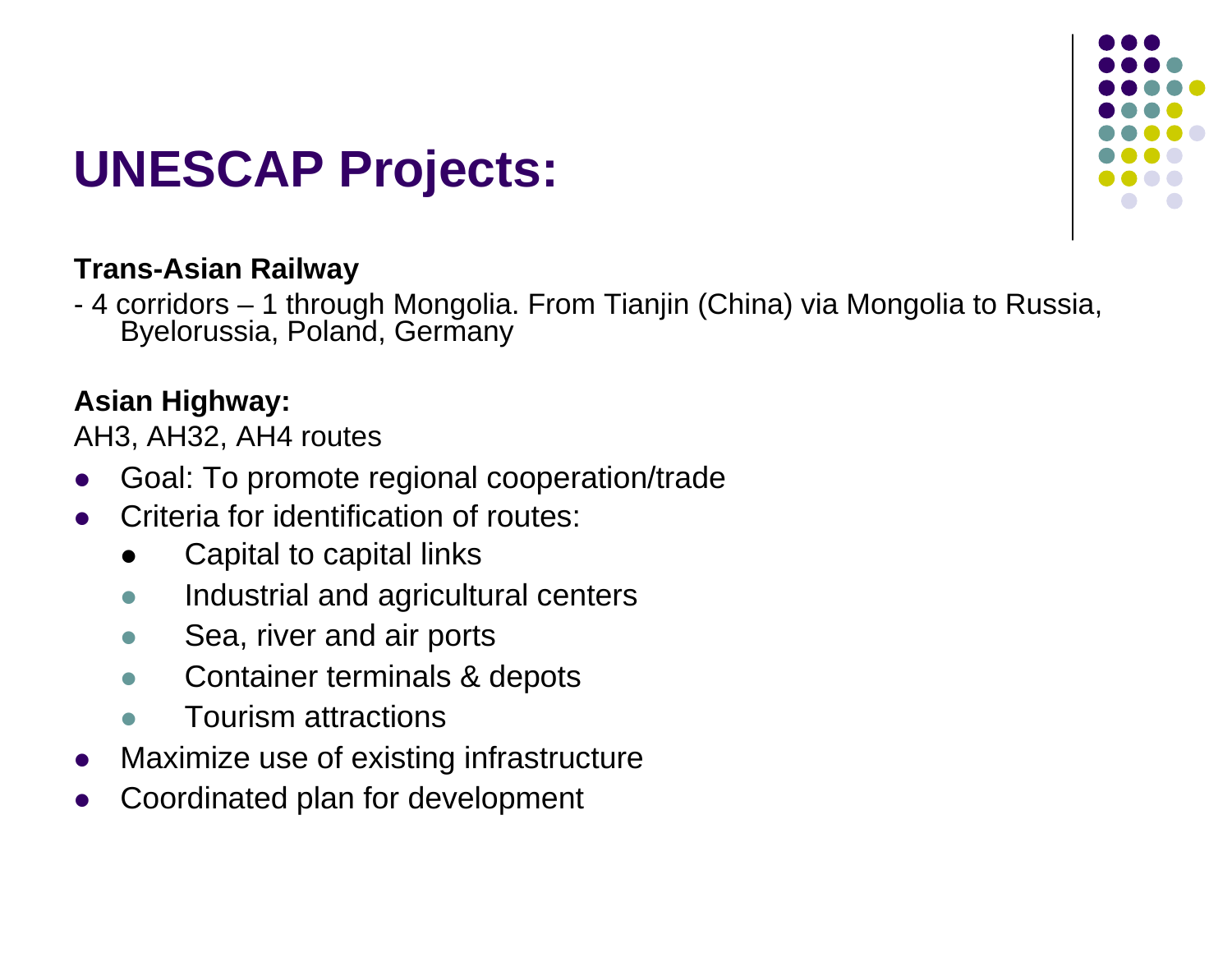# UNESCAP Projects:

**Trans-Asian Railway**

- 4 corridors – 1 through Mongolia. From Tianjin (China) via Mongolia to Russia, Byelorussia, Poland, Germany

**Asian Highway:**

AH3, AH32, AH4 routes

- Goal: To promote regional cooperation/trade
- Criteria for identification of routes:
  - Capital to capital links
  - Industrial and agricultural centers
  - Sea, river and air ports
  - Container terminals & depots
  - Tourism attractions
- Maximize use of existing infrastructure
- Coordinated plan for development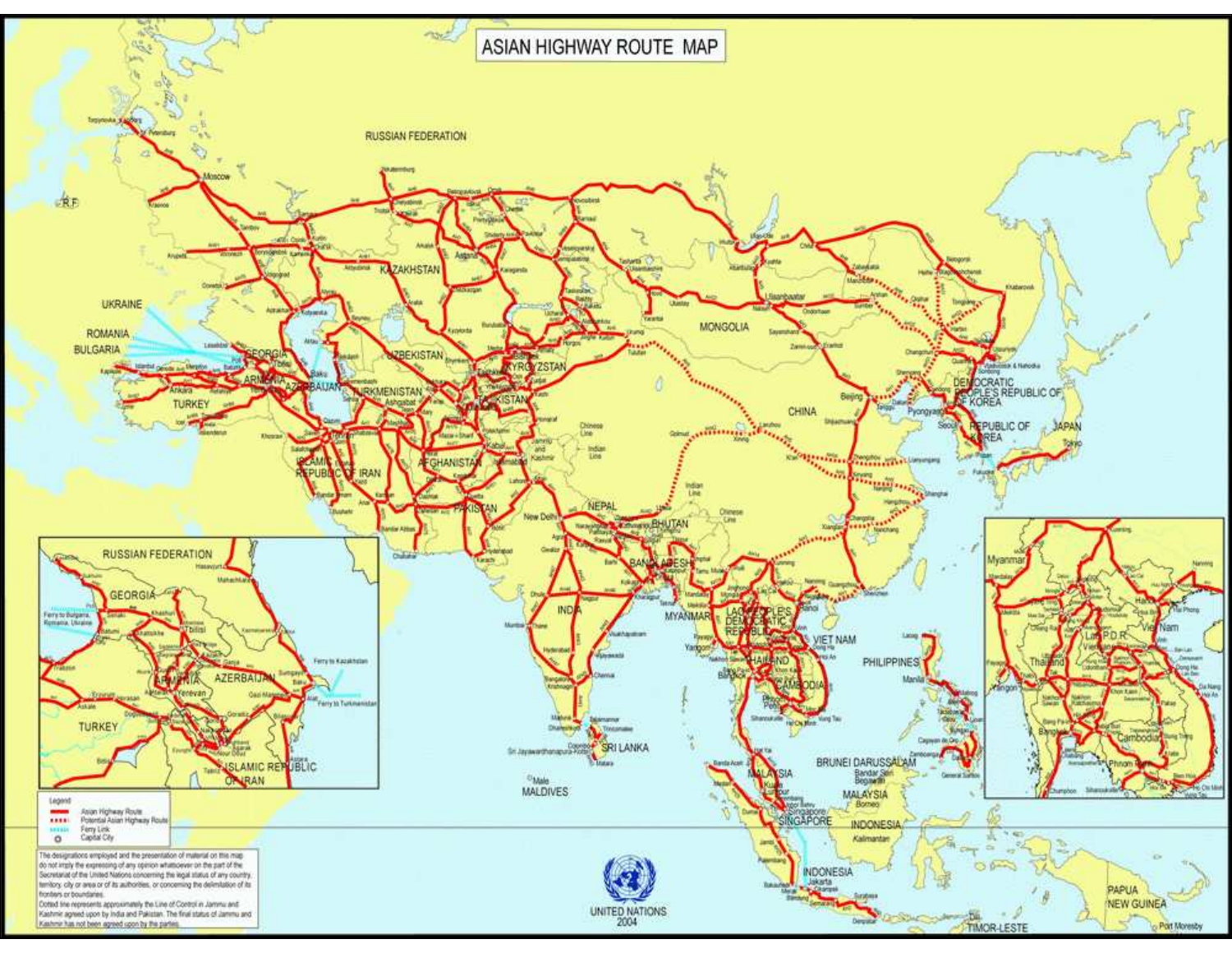# ASIAN HIGHWAY ROUTE MAP

Legend

Asian Highway Route

Potential Asian Highway Route

Ferry Link

Capital City

The designations employed and the presentation of material on this map do not imply the expressing of any opinion whatsoever on the part of the Secretariat of the United Nations concerning the legal status of any country, territory, city or area or of its authorities, or concerning the delimitation of its frontiers or boundaries.
Dotted line represents approximately the Line of Control in Jammu and Kashmir agreed upon by India and Pakistan. The final status of Jammu and Kashmir has not been agreed upon by the parties.

UNITED NATIONS
2004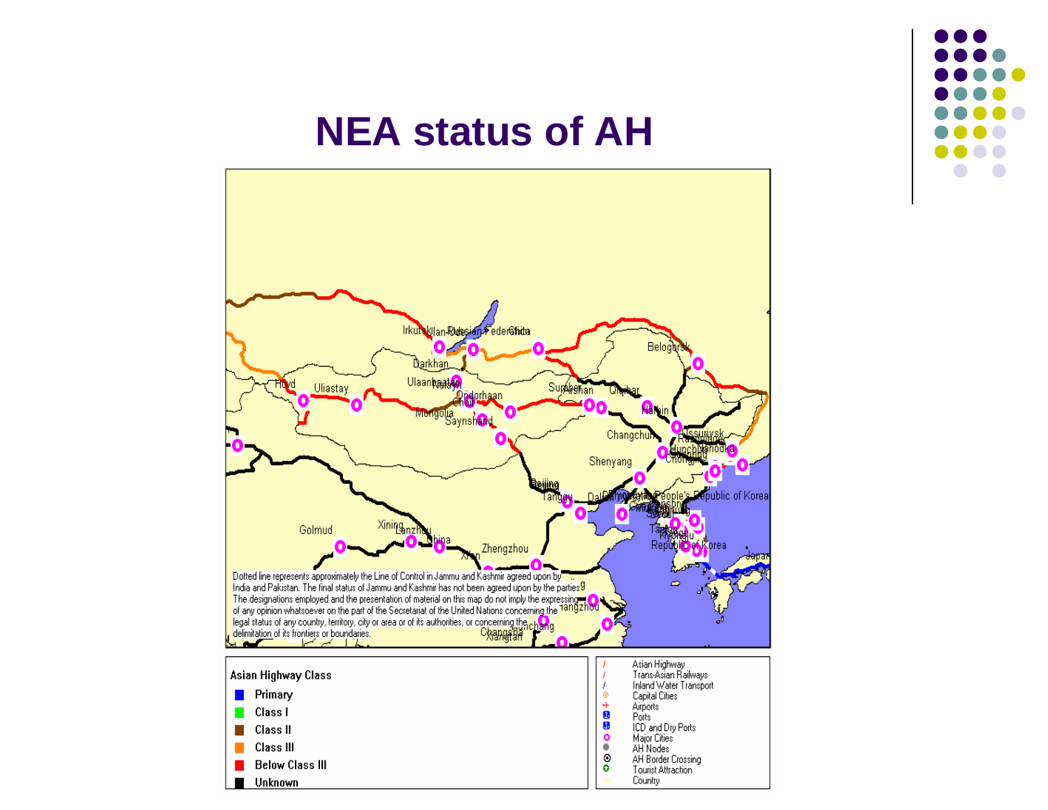# NEA status of AH

Irkutsk Ulan-Ude Russian Federation Chita

Belogorsk

Darkhan

Ulaanbaatar Nalaykh

Hovd Uliastay

Ondorhaan Choir

Sumber Arshan Qiqihar

Mongolia Saynshand

Harbin

Ussuriysk

Changchun Razdolnoye

Hunchun Nahodka

Chongjin

Shenyang

Beijing

Tanggu

Dalian Democratic People's Republic of Korea

Taejon

Kwangju

Republic of Korea

Japan

Golmud

Xining Lanzhou China

Zhengzhou

Xi'an

Hangzhou

Nanchang

Changsha Xiangtan

Dotted line represents approximately the Line of Control in Jammu and Kashmir agreed upon by India and Pakistan. The final status of Jammu and Kashmir has not been agreed upon by the parties. The designations employed and the presentation of material on this map do not imply the expression of any opinion whatsoever on the part of the Secretariat of the United Nations concerning the legal status of any country, territory, city or area or of its authorities, or concerning the delimitation of its frontiers or boundaries.

Asian Highway Class

- Primary
- Class I
- Class II
- Class III
- Below Class III
- Unknown

- Asian Highway
- Trans-Asian Railways
- Inland Water Transport
- Capital Cities
- Airports
- Ports
- ICD and Dry Ports
- Major Cities
- AH Nodes
- AH Border Crossing
- Tourist Attraction
- Country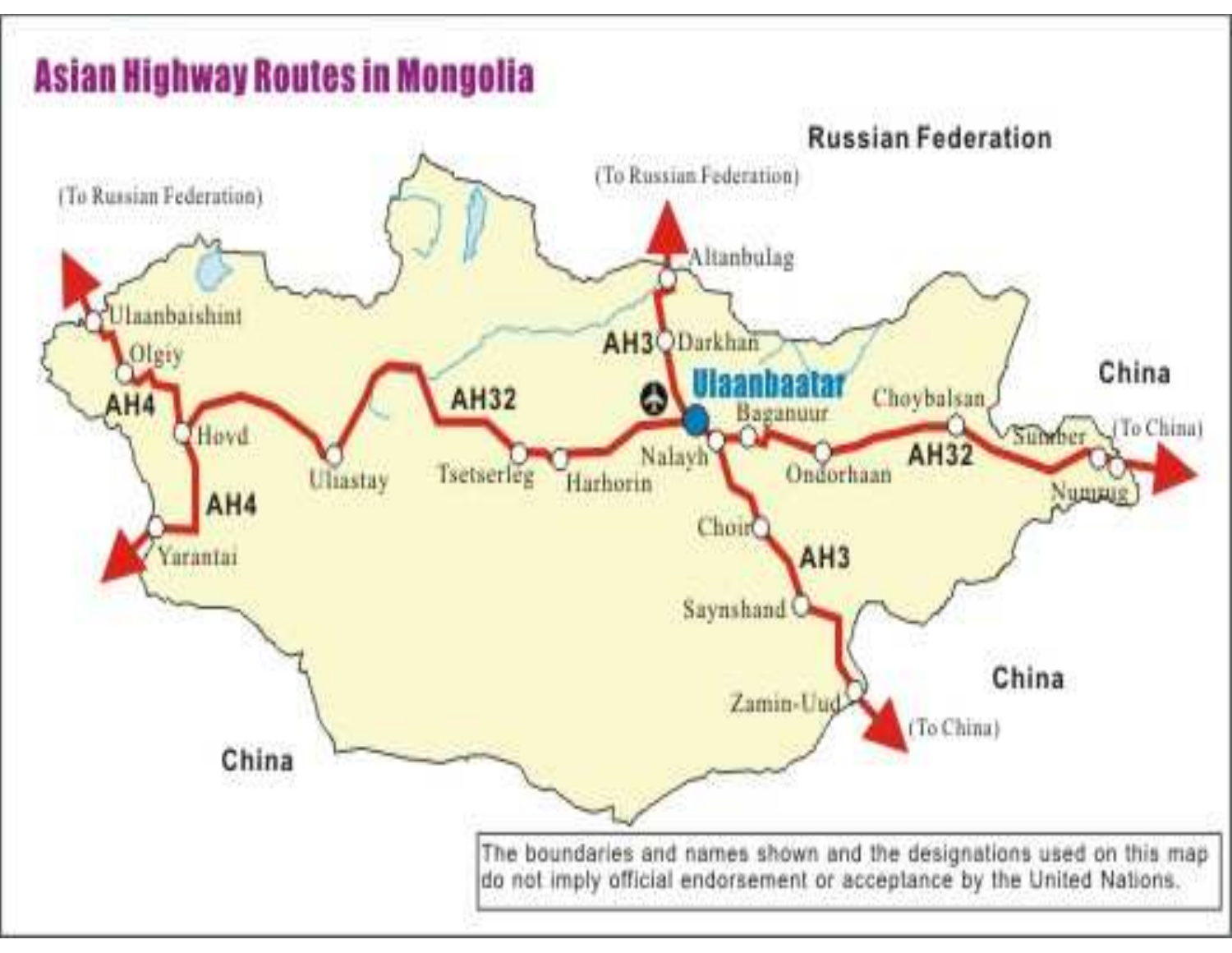# Asian Highway Routes in Mongolia

Russian Federation

(To Russian Federation)

(To Russian Federation)

Altanbulag

AH3 Darkhan

Ulaanbaatar

Ulaanbaishint

Olgiy

AH4

Hovd

AH4

Yarantai

Uliastay

AH32

Tsetserleg

Harhorin

Nalayh

Baganuur

Ondorhaan

Choybalsan

AH32

China

Sumber

(To China)

Numrug

Choir

AH3

Saynshand

Zamin-Uud

(To China)

China

China

The boundaries and names shown and the designations used on this map do not imply official endorsement or acceptance by the United Nations.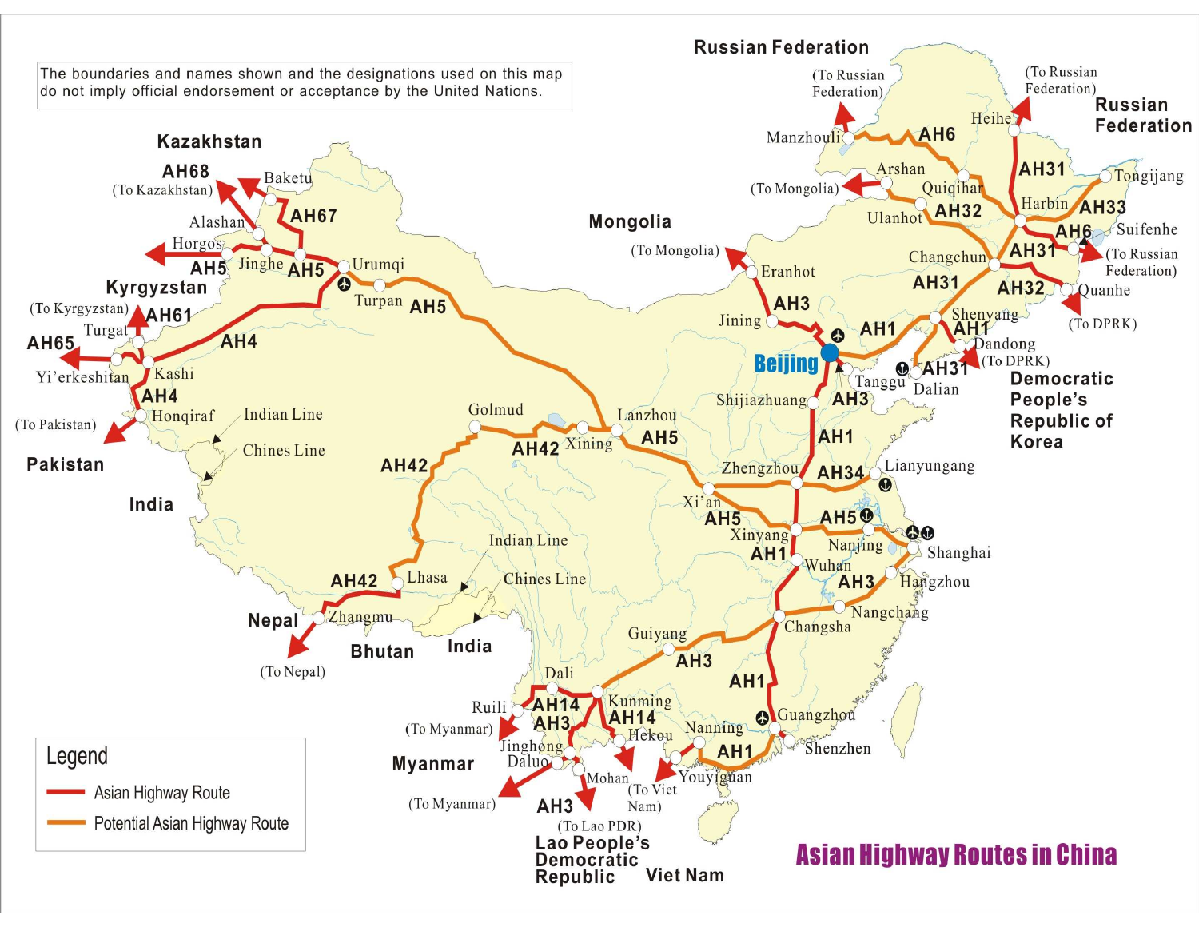# Asian Highway Routes in China

The boundaries and names shown and the designations used on this map do not imply official endorsement or acceptance by the United Nations.

Legend

Asian Highway Route

Potential Asian Highway Route

Russian Federation
(To Russian Federation)
Manzhouli
AH6
Heihe
(To Russian Federation)
Russian Federation
Arshan
(To Mongolia)
Quiqihar
AH31
Tongijang
Ulanhot
AH32
Harbin
AH33
AH6
Suifenhe
(To Russian Federation)
Mongolia
(To Mongolia)
Eranhot
Changchun
AH31
AH31
AH32
Quanhe
(To DPRK)
Jining
AH3
AH1
Shenyang
AH1
Dandong
(To DPRK)
Beijing
AH31
Tanggu
Dalian
Democratic People's Republic of Korea
Shijiazhuang
AH3
AH1
Zhengzhou
AH34
Lianyungang
Kazakhstan
AH68
(To Kazakhstan)
Baketu
Alashan
AH67
Horgos
AH5
Jinghe
AH5
Urumqi
Turpan
AH5
Kyrgyzstan
(To Kyrgyzstan)
AH61
Turgat
AH65
AH4
Yi'erkeshitan
Kashi
AH4
Honqiraf
(To Pakistan)
Pakistan
Indian Line
Chines Line
India
Golmud
AH42
Xining
Lanzhou
AH5
AH42
Xi'an
AH5
AH5
Xinyang
AH1
Nanjing
Shanghai
Wuhan
AH3
Hangzhou
Indian Line
Chines Line
AH42
Lhasa
Nepal
Zhangmu
(To Nepal)
Bhutan
India
Nangchang
Changsha
Guiyang
AH3
AH1
Dali
Ruili
AH14
Kunming
(To Myanmar)
AH3
AH14
Hekou
Nanning
Guangzhou
Shenzhen
Jinghong
AH1
Myanmar
Daluo
Mohan
Youyiguan
(To Viet Nam)
(To Myanmar)
AH3
(To Lao PDR)
Lao People's Democratic Republic
Viet Nam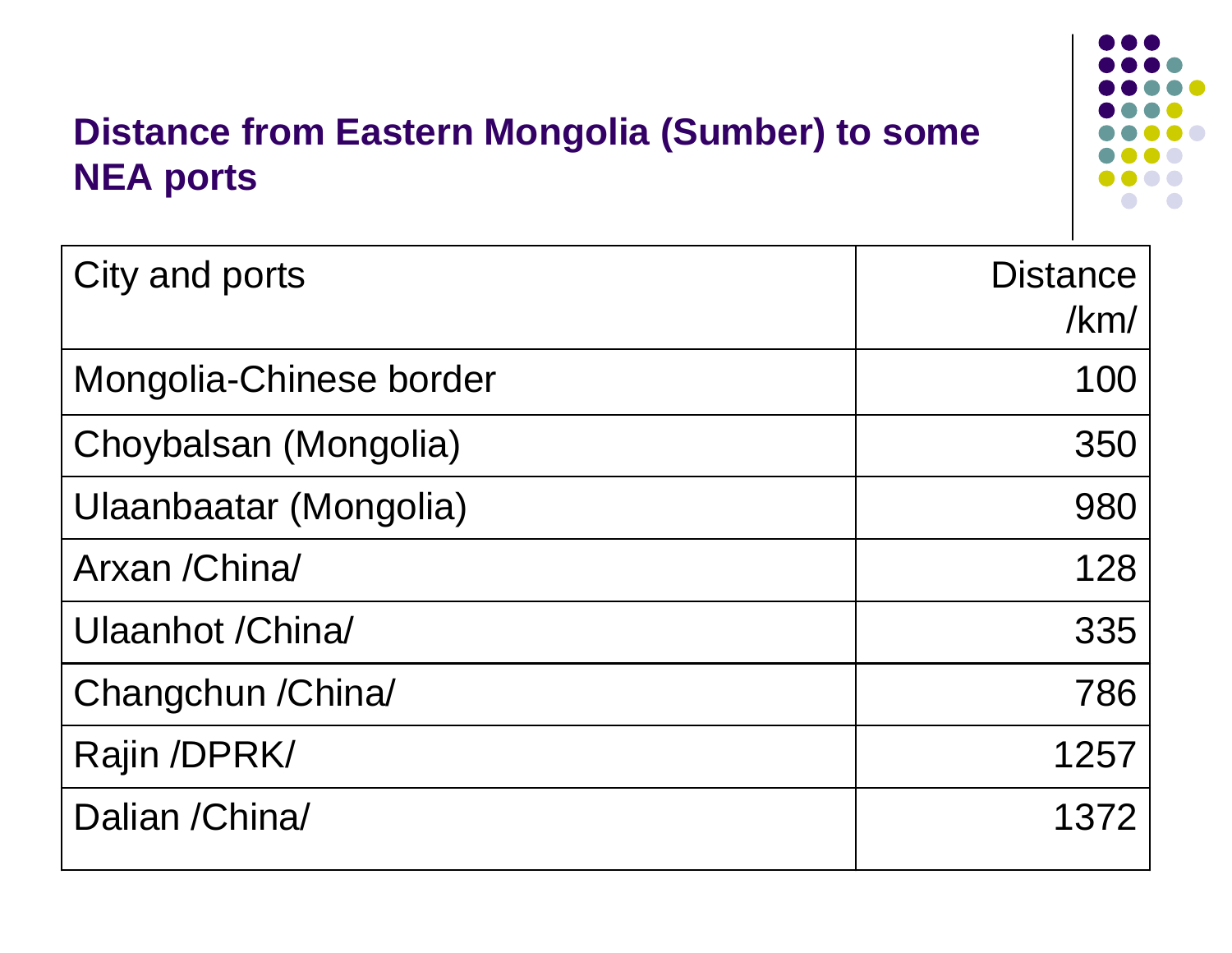## Distance from Eastern Mongolia (Sumber) to some NEA ports

| City and ports | Distance /km/ |
|---|---|
| Mongolia-Chinese border | 100 |
| Choybalsan (Mongolia) | 350 |
| Ulaanbaatar (Mongolia) | 980 |
| Arxan /China/ | 128 |
| Ulaanhot /China/ | 335 |
| Changchun /China/ | 786 |
| Rajin /DPRK/ | 1257 |
| Dalian /China/ | 1372 |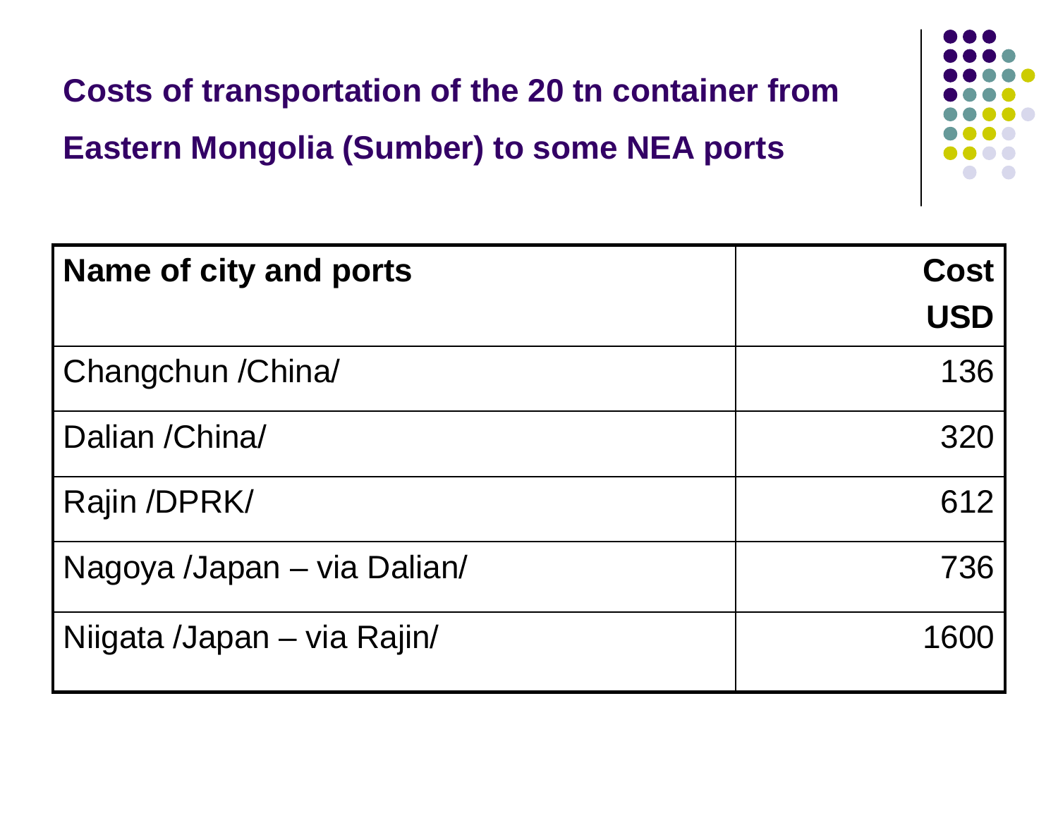## Costs of transportation of the 20 tn container from Eastern Mongolia (Sumber) to some NEA ports

| Name of city and ports | Cost USD |
|---|---|
| Changchun /China/ | 136 |
| Dalian /China/ | 320 |
| Rajin /DPRK/ | 612 |
| Nagoya /Japan – via Dalian/ | 736 |
| Niigata /Japan – via Rajin/ | 1600 |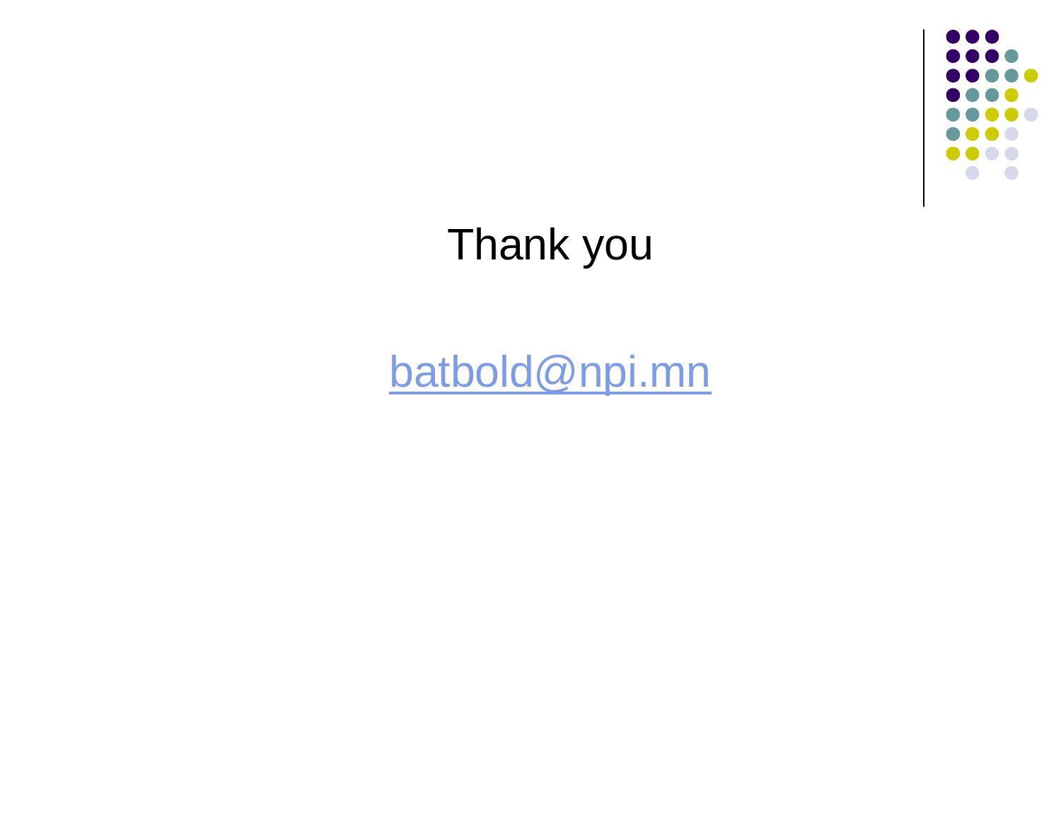Thank you

batbold@npi.mn